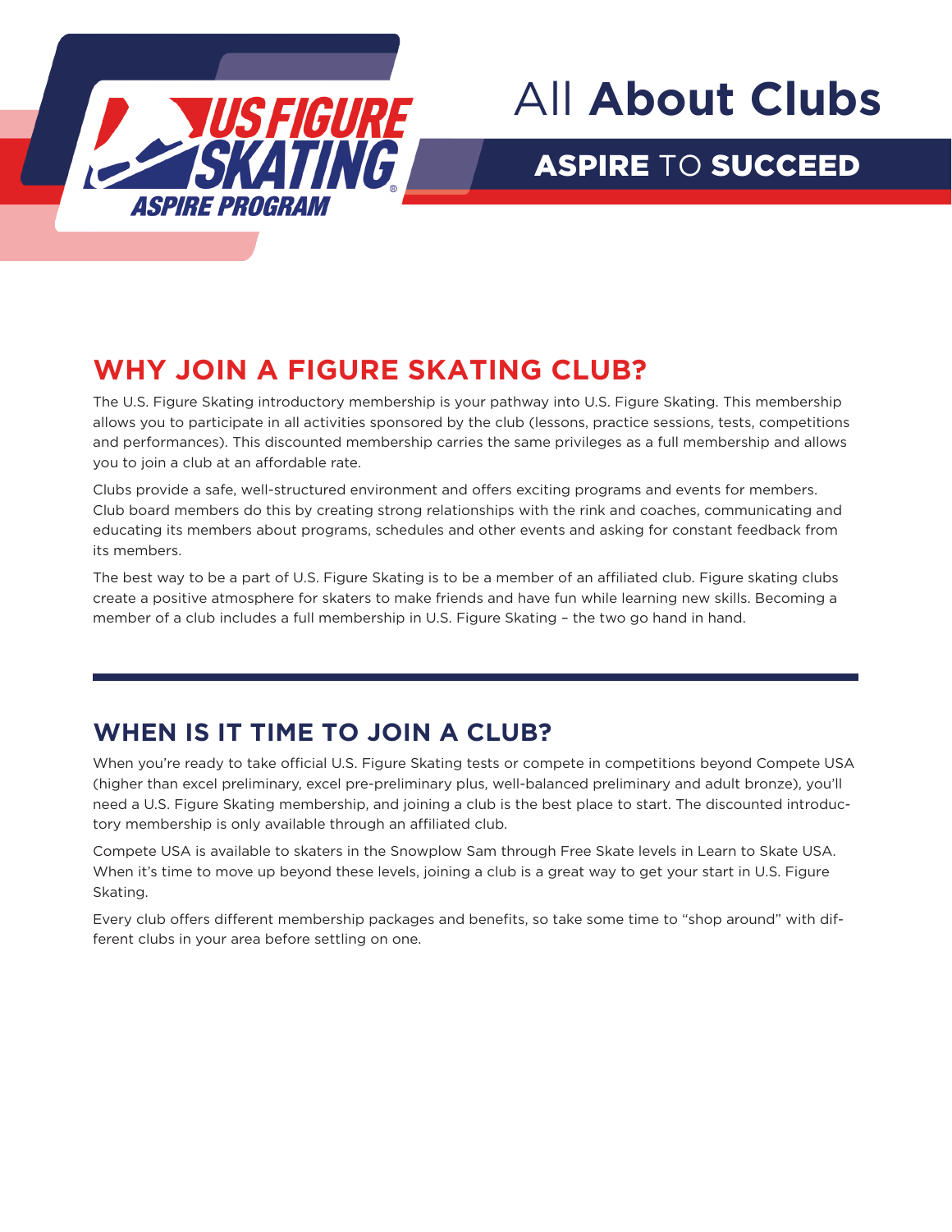US FIGURE SKATING ASPIRE PROGRAM

# All **About Clubs**

**ASPIRE** TO **SUCCEED**

## WHY JOIN A FIGURE SKATING CLUB?

The U.S. Figure Skating introductory membership is your pathway into U.S. Figure Skating. This membership allows you to participate in all activities sponsored by the club (lessons, practice sessions, tests, competitions and performances). This discounted membership carries the same privileges as a full membership and allows you to join a club at an affordable rate.

Clubs provide a safe, well-structured environment and offers exciting programs and events for members. Club board members do this by creating strong relationships with the rink and coaches, communicating and educating its members about programs, schedules and other events and asking for constant feedback from its members.

The best way to be a part of U.S. Figure Skating is to be a member of an affiliated club. Figure skating clubs create a positive atmosphere for skaters to make friends and have fun while learning new skills. Becoming a member of a club includes a full membership in U.S. Figure Skating – the two go hand in hand.

---

## WHEN IS IT TIME TO JOIN A CLUB?

When you're ready to take official U.S. Figure Skating tests or compete in competitions beyond Compete USA (higher than excel preliminary, excel pre-preliminary plus, well-balanced preliminary and adult bronze), you'll need a U.S. Figure Skating membership, and joining a club is the best place to start. The discounted introductory membership is only available through an affiliated club.

Compete USA is available to skaters in the Snowplow Sam through Free Skate levels in Learn to Skate USA. When it's time to move up beyond these levels, joining a club is a great way to get your start in U.S. Figure Skating.

Every club offers different membership packages and benefits, so take some time to "shop around" with different clubs in your area before settling on one.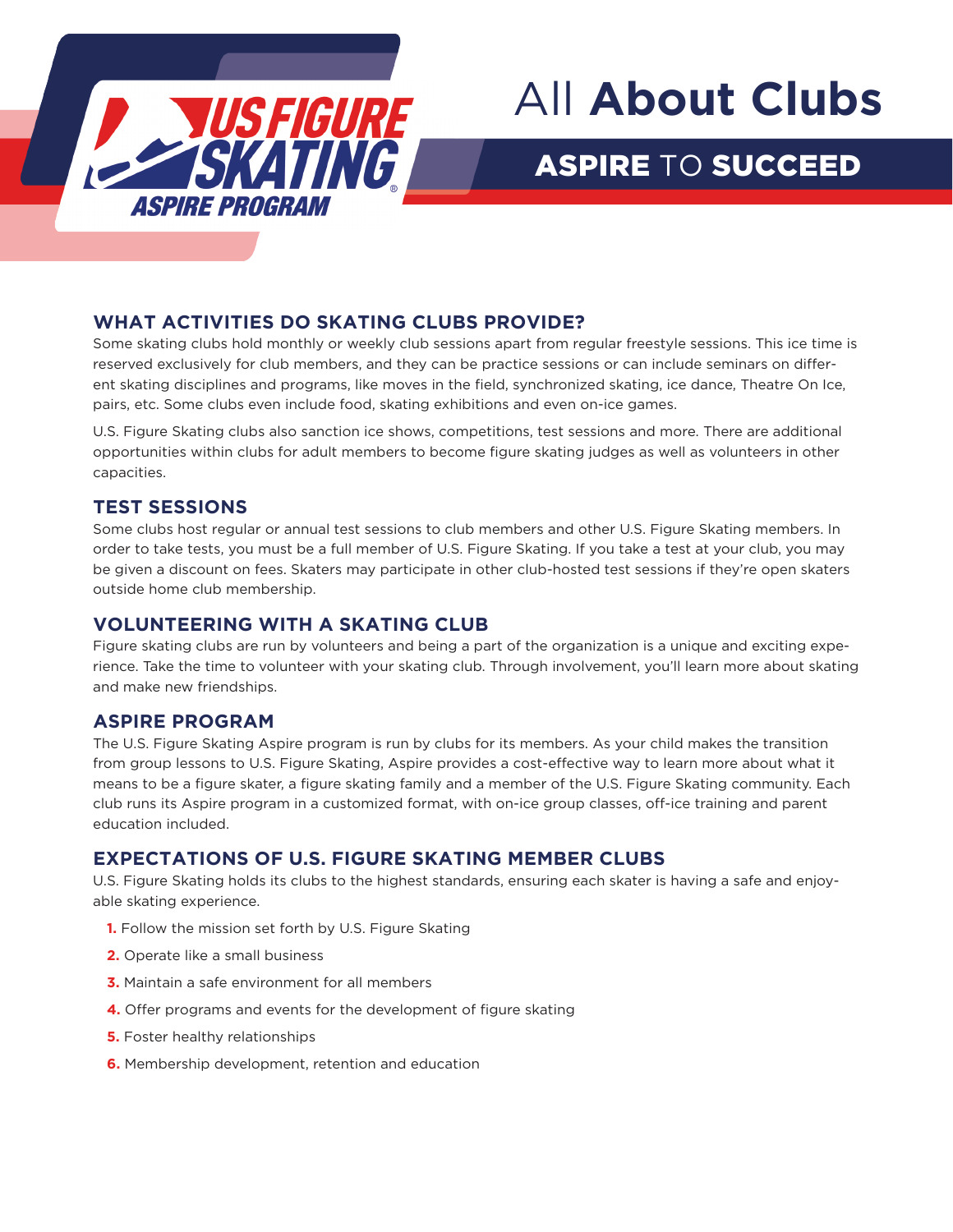# All **About Clubs**

## **ASPIRE** TO **SUCCEED**

### WHAT ACTIVITIES DO SKATING CLUBS PROVIDE?

Some skating clubs hold monthly or weekly club sessions apart from regular freestyle sessions. This ice time is reserved exclusively for club members, and they can be practice sessions or can include seminars on different skating disciplines and programs, like moves in the field, synchronized skating, ice dance, Theatre On Ice, pairs, etc. Some clubs even include food, skating exhibitions and even on-ice games.

U.S. Figure Skating clubs also sanction ice shows, competitions, test sessions and more. There are additional opportunities within clubs for adult members to become figure skating judges as well as volunteers in other capacities.

### TEST SESSIONS

Some clubs host regular or annual test sessions to club members and other U.S. Figure Skating members. In order to take tests, you must be a full member of U.S. Figure Skating. If you take a test at your club, you may be given a discount on fees. Skaters may participate in other club-hosted test sessions if they're open skaters outside home club membership.

### VOLUNTEERING WITH A SKATING CLUB

Figure skating clubs are run by volunteers and being a part of the organization is a unique and exciting experience. Take the time to volunteer with your skating club. Through involvement, you'll learn more about skating and make new friendships.

### ASPIRE PROGRAM

The U.S. Figure Skating Aspire program is run by clubs for its members. As your child makes the transition from group lessons to U.S. Figure Skating, Aspire provides a cost-effective way to learn more about what it means to be a figure skater, a figure skating family and a member of the U.S. Figure Skating community. Each club runs its Aspire program in a customized format, with on-ice group classes, off-ice training and parent education included.

### EXPECTATIONS OF U.S. FIGURE SKATING MEMBER CLUBS

U.S. Figure Skating holds its clubs to the highest standards, ensuring each skater is having a safe and enjoyable skating experience.

1. Follow the mission set forth by U.S. Figure Skating
2. Operate like a small business
3. Maintain a safe environment for all members
4. Offer programs and events for the development of figure skating
5. Foster healthy relationships
6. Membership development, retention and education